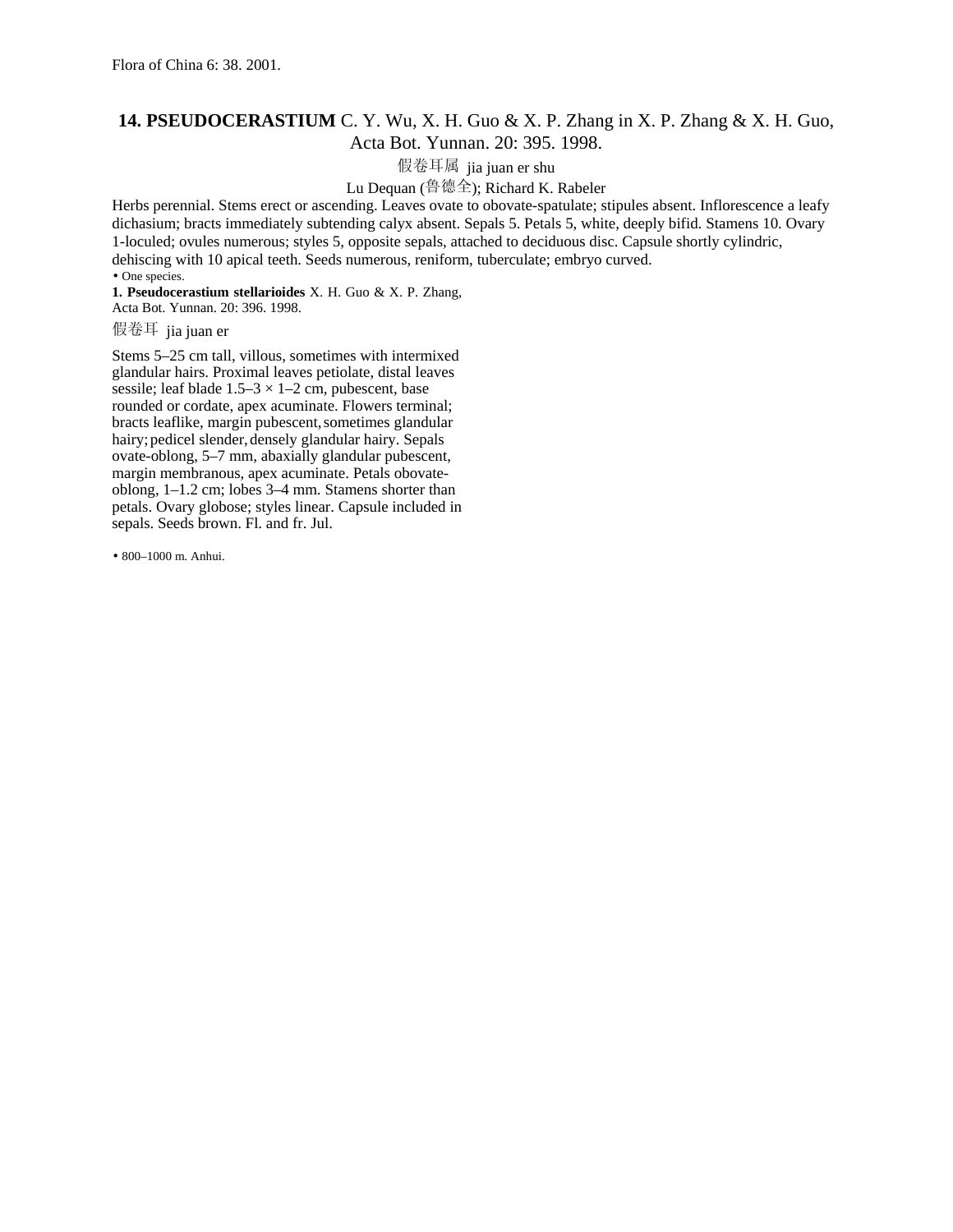Flora of China 6: 38. 2001.

## **14. PSEUDOCERASTIUM** C. Y. Wu, X. H. Guo & X. P. Zhang in X. P. Zhang & X. H. Guo, Acta Bot. Yunnan. 20: 395. 1998.

假卷耳属 jia juan er shu

Lu Dequan (鲁德全); Richard K. Rabeler

Herbs perennial. Stems erect or ascending. Leaves ovate to obovate-spatulate; stipules absent. Inflorescence a leafy dichasium; bracts immediately subtending calyx absent. Sepals 5. Petals 5, white, deeply bifid. Stamens 10. Ovary 1-loculed; ovules numerous; styles 5, opposite sepals, attached to deciduous disc. Capsule shortly cylindric, dehiscing with 10 apical teeth. Seeds numerous, reniform, tuberculate; embryo curved.

• One species.

**1. Pseudocerastium stellarioides** X. H. Guo & X. P. Zhang, Acta Bot. Yunnan. 20: 396. 1998.

假卷耳 jia juan er

Stems 5–25 cm tall, villous, sometimes with intermixed glandular hairs. Proximal leaves petiolate, distal leaves sessile; leaf blade 1.5–3 × 1–2 cm, pubescent, base rounded or cordate, apex acuminate. Flowers terminal; bracts leaflike, margin pubescent, sometimes glandular hairy; pedicel slender, densely glandular hairy. Sepals ovate-oblong, 5–7 mm, abaxially glandular pubescent, margin membranous, apex acuminate. Petals obovate-oblong, 1–1.2 cm; lobes 3–4 mm. Stamens shorter than petals. Ovary globose; styles linear. Capsule included in sepals. Seeds brown. Fl. and fr. Jul.

• 800–1000 m. Anhui.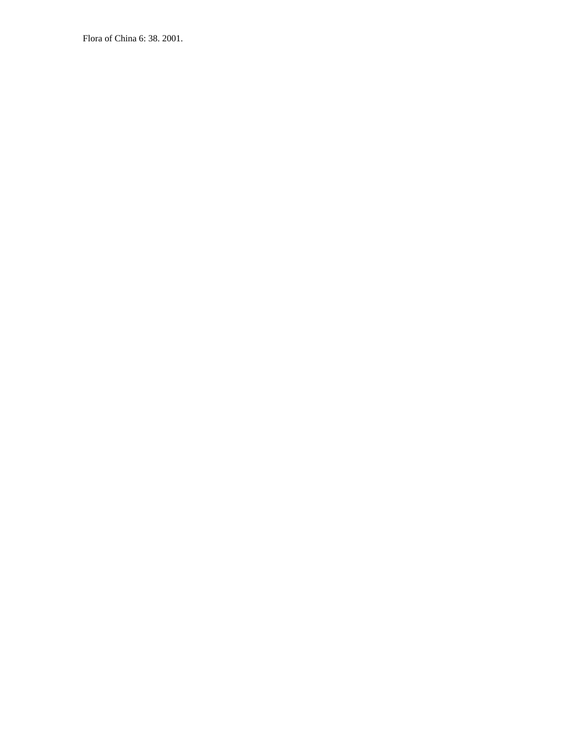Flora of China 6: 38. 2001.